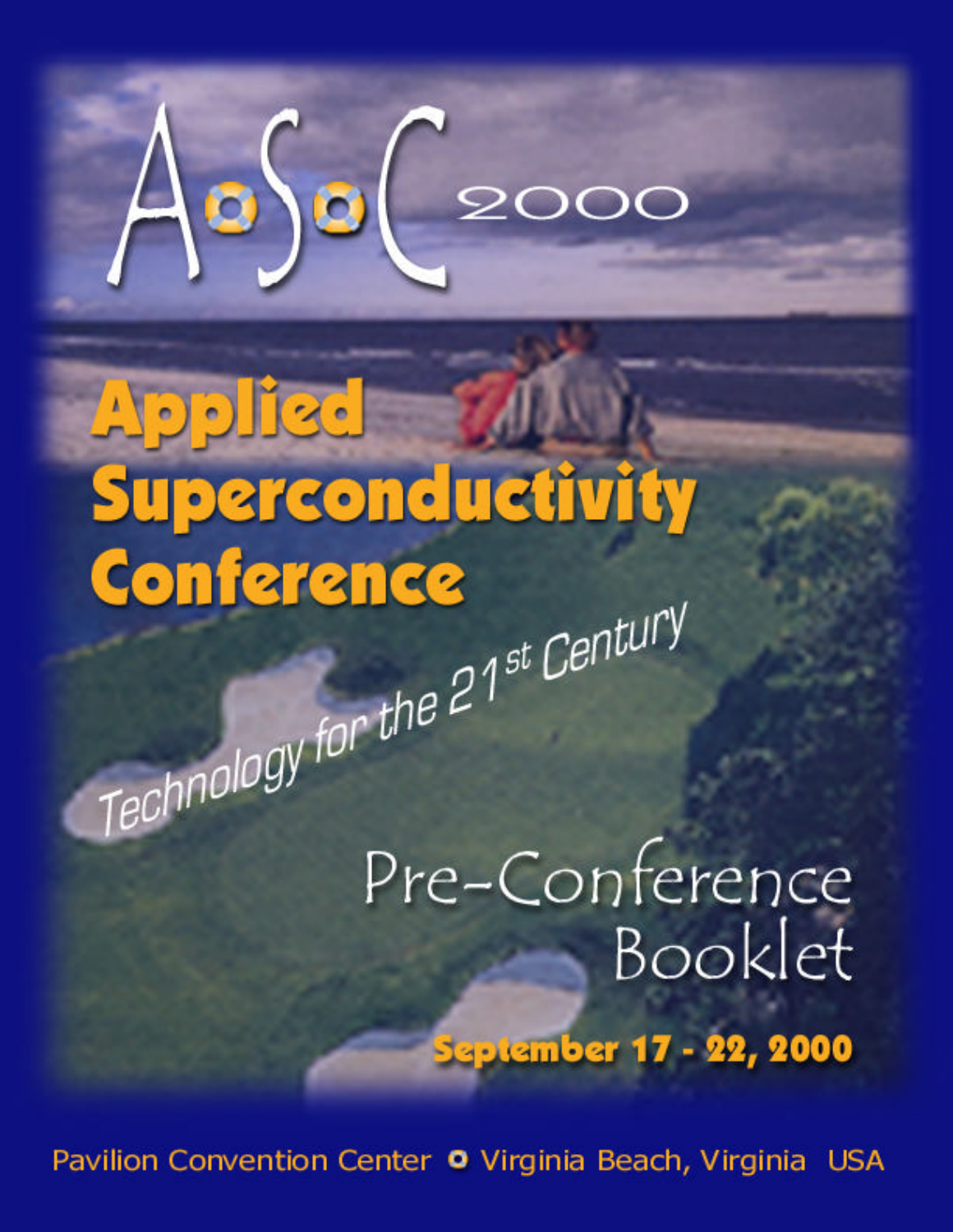# ASC 2000

# Applied Superconductivity Conference

*Technology for the 21st Century*

## Pre-Conference Booklet

**September 17 - 22, 2000**

Pavilion Convention Center • Virginia Beach, Virginia USA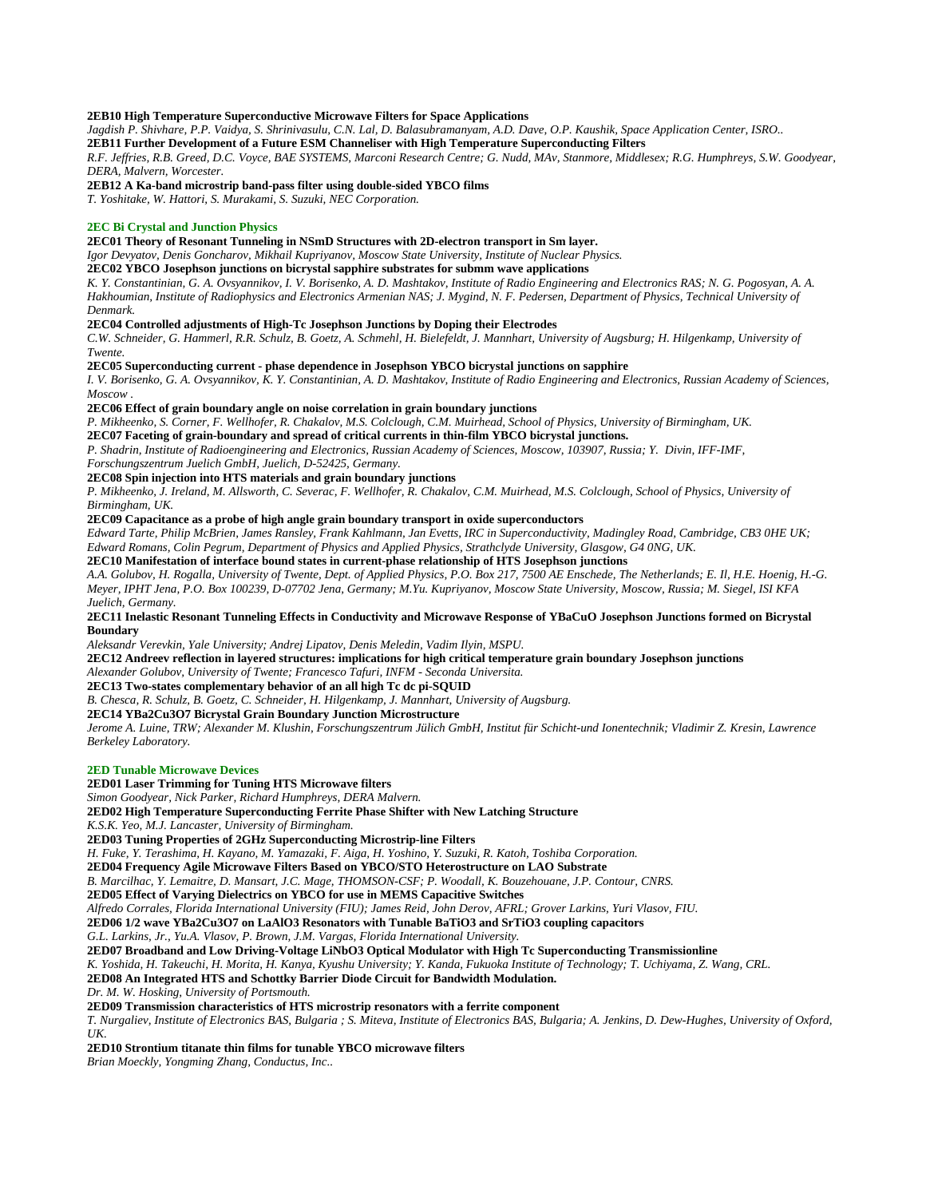**2EB10 High Temperature Superconductive Microwave Filters for Space Applications**

*Jagdish P. Shivhare, P.P. Vaidya, S. Shrinivasulu, C.N. Lal, D. Balasubramanyam, A.D. Dave, O.P. Kaushik, Space Application Center, ISRO..*

**2EB11 Further Development of a Future ESM Channeliser with High Temperature Superconducting Filters**

*R.F. Jeffries, R.B. Greed, D.C. Voyce, BAE SYSTEMS, Marconi Research Centre; G. Nudd, MAv, Stanmore, Middlesex; R.G. Humphreys, S.W. Goodyear, DERA, Malvern, Worcester.*

**2EB12 A Ka-band microstrip band-pass filter using double-sided YBCO films**

*T. Yoshitake, W. Hattori, S. Murakami, S. Suzuki, NEC Corporation.*

## 2EC Bi Crystal and Junction Physics

**2EC01 Theory of Resonant Tunneling in NSmD Structures with 2D-electron transport in Sm layer.**

*Igor Devyatov, Denis Goncharov, Mikhail Kupriyanov, Moscow State University, Institute of Nuclear Physics.*

**2EC02 YBCO Josephson junctions on bicrystal sapphire substrates for submm wave applications**

*K. Y. Constantinian, G. A. Ovsyannikov, I. V. Borisenko, A. D. Mashtakov, Institute of Radio Engineering and Electronics RAS; N. G. Pogosyan, A. A. Hakhoumian, Institute of Radiophysics and Electronics Armenian NAS; J. Mygind, N. F. Pedersen, Department of Physics, Technical University of Denmark.*

**2EC04 Controlled adjustments of High-Tc Josephson Junctions by Doping their Electrodes**

*C.W. Schneider, G. Hammerl, R.R. Schulz, B. Goetz, A. Schmehl, H. Bielefeldt, J. Mannhart, University of Augsburg; H. Hilgenkamp, University of Twente.*

**2EC05 Superconducting current - phase dependence in Josephson YBCO bicrystal junctions on sapphire**

*I. V. Borisenko, G. A. Ovsyannikov, K. Y. Constantinian, A. D. Mashtakov, Institute of Radio Engineering and Electronics, Russian Academy of Sciences, Moscow .*

**2EC06 Effect of grain boundary angle on noise correlation in grain boundary junctions**

*P. Mikheenko, S. Corner, F. Wellhofer, R. Chakalov, M.S. Colclough, C.M. Muirhead, School of Physics, University of Birmingham, UK.*

**2EC07 Faceting of grain-boundary and spread of critical currents in thin-film YBCO bicrystal junctions.**

*P. Shadrin, Institute of Radioengineering and Electronics, Russian Academy of Sciences, Moscow, 103907, Russia; Y. Divin, IFF-IMF, Forschungszentrum Juelich GmbH, Juelich, D-52425, Germany.*

**2EC08 Spin injection into HTS materials and grain boundary junctions**

*P. Mikheenko, J. Ireland, M. Allsworth, C. Severac, F. Wellhofer, R. Chakalov, C.M. Muirhead, M.S. Colclough, School of Physics, University of Birmingham, UK.*

**2EC09 Capacitance as a probe of high angle grain boundary transport in oxide superconductors**

*Edward Tarte, Philip McBrien, James Ransley, Frank Kahlmann, Jan Evetts, IRC in Superconductivity, Madingley Road, Cambridge, CB3 0HE UK; Edward Romans, Colin Pegrum, Department of Physics and Applied Physics, Strathclyde University, Glasgow, G4 0NG, UK.*

**2EC10 Manifestation of interface bound states in current-phase relationship of HTS Josephson junctions**

*A.A. Golubov, H. Rogalla, University of Twente, Dept. of Applied Physics, P.O. Box 217, 7500 AE Enschede, The Netherlands; E. Il, H.E. Hoenig, H.-G. Meyer, IPHT Jena, P.O. Box 100239, D-07702 Jena, Germany; M.Yu. Kupriyanov, Moscow State University, Moscow, Russia; M. Siegel, ISI KFA Juelich, Germany.*

**2EC11 Inelastic Resonant Tunneling Effects in Conductivity and Microwave Response of YBaCuO Josephson Junctions formed on Bicrystal Boundary**

*Aleksandr Verevkin, Yale University; Andrej Lipatov, Denis Meledin, Vadim Ilyin, MSPU.*

**2EC12 Andreev reflection in layered structures: implications for high critical temperature grain boundary Josephson junctions**

*Alexander Golubov, University of Twente; Francesco Tafuri, INFM - Seconda Universita.*

**2EC13 Two-states complementary behavior of an all high Tc dc pi-SQUID**

*B. Chesca, R. Schulz, B. Goetz, C. Schneider, H. Hilgenkamp, J. Mannhart, University of Augsburg.*

**2EC14 YBa2Cu3O7 Bicrystal Grain Boundary Junction Microstructure**

*Jerome A. Luine, TRW; Alexander M. Klushin, Forschungszentrum Jülich GmbH, Institut für Schicht-und Ionentechnik; Vladimir Z. Kresin, Lawrence Berkeley Laboratory.*

## 2ED Tunable Microwave Devices

**2ED01 Laser Trimming for Tuning HTS Microwave filters**

*Simon Goodyear, Nick Parker, Richard Humphreys, DERA Malvern.*

**2ED02 High Temperature Superconducting Ferrite Phase Shifter with New Latching Structure**

*K.S.K. Yeo, M.J. Lancaster, University of Birmingham.*

**2ED03 Tuning Properties of 2GHz Superconducting Microstrip-line Filters**

*H. Fuke, Y. Terashima, H. Kayano, M. Yamazaki, F. Aiga, H. Yoshino, Y. Suzuki, R. Katoh, Toshiba Corporation.*

**2ED04 Frequency Agile Microwave Filters Based on YBCO/STO Heterostructure on LAO Substrate**

*B. Marcilhac, Y. Lemaitre, D. Mansart, J.C. Mage, THOMSON-CSF; P. Woodall, K. Bouzehouane, J.P. Contour, CNRS.*

**2ED05 Effect of Varying Dielectrics on YBCO for use in MEMS Capacitive Switches**

*Alfredo Corrales, Florida International University (FIU); James Reid, John Derov, AFRL; Grover Larkins, Yuri Vlasov, FIU.*

**2ED06 1/2 wave YBa2Cu3O7 on LaAlO3 Resonators with Tunable BaTiO3 and SrTiO3 coupling capacitors**

*G.L. Larkins, Jr., Yu.A. Vlasov, P. Brown, J.M. Vargas, Florida International University.*

**2ED07 Broadband and Low Driving-Voltage LiNbO3 Optical Modulator with High Tc Superconducting Transmissionline**

*K. Yoshida, H. Takeuchi, H. Morita, H. Kanya, Kyushu University; Y. Kanda, Fukuoka Institute of Technology; T. Uchiyama, Z. Wang, CRL.*

**2ED08 An Integrated HTS and Schottky Barrier Diode Circuit for Bandwidth Modulation.**

*Dr. M. W. Hosking, University of Portsmouth.*

**2ED09 Transmission characteristics of HTS microstrip resonators with a ferrite component**

*T. Nurgaliev, Institute of Electronics BAS, Bulgaria ; S. Miteva, Institute of Electronics BAS, Bulgaria; A. Jenkins, D. Dew-Hughes, University of Oxford, UK.*

**2ED10 Strontium titanate thin films for tunable YBCO microwave filters**

*Brian Moeckly, Yongming Zhang, Conductus, Inc..*